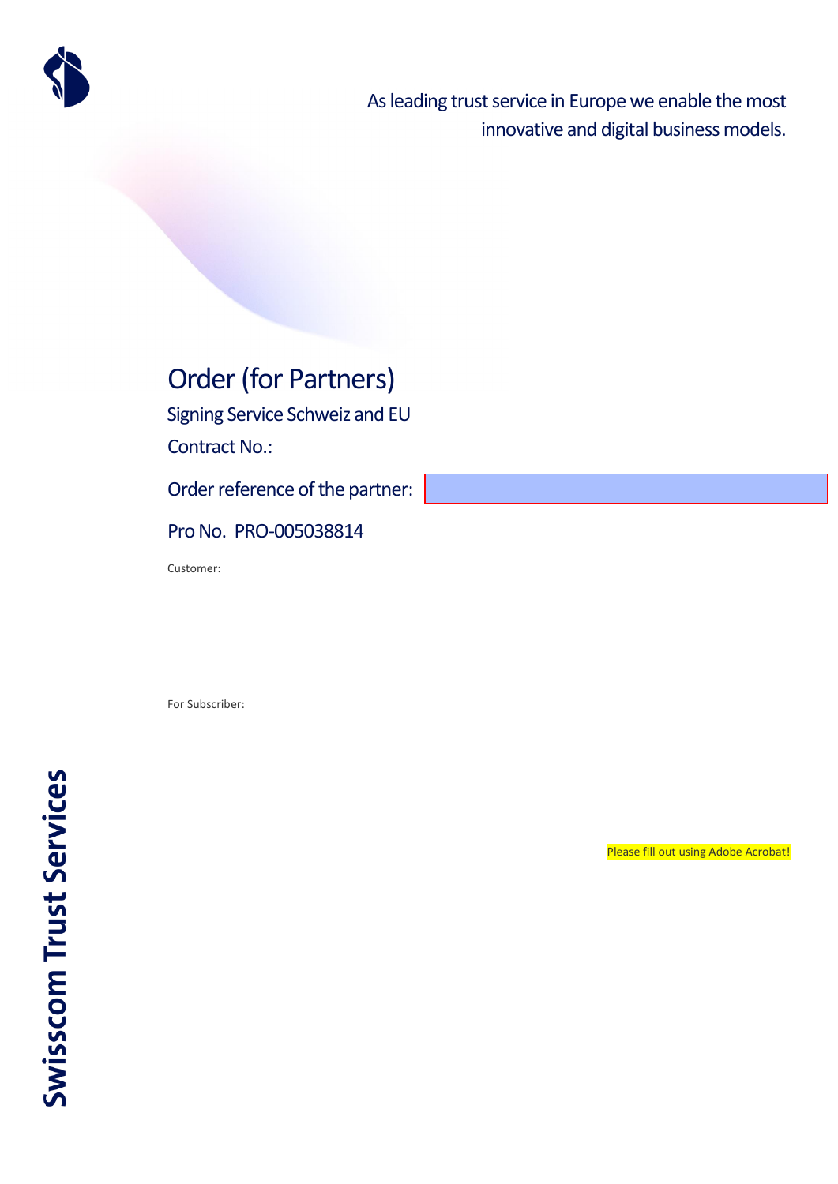As leading trust service in Europe we enable the most innovative and digital business models.

# Order (for Partners)

## Signing Service Schweiz and EU

Contract No.:

Order reference of the partner:

Pro No. PRO-005038814

Customer:

For Subscriber:

Please fill out using Adobe Acrobat!

**Swisscom Trust Services**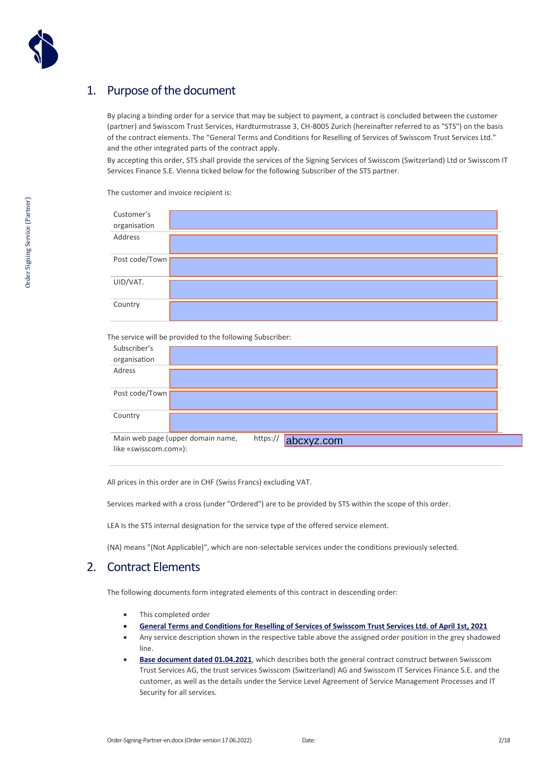## 1. Purpose of the document

By placing a binding order for a service that may be subject to payment, a contract is concluded between the customer (partner) and Swisscom Trust Services, Hardturmstrasse 3, CH-8005 Zurich (hereinafter referred to as "STS") on the basis of the contract elements. The "General Terms and Conditions for Reselling of Services of Swisscom Trust Services Ltd." and the other integrated parts of the contract apply.

By accepting this order, STS shall provide the services of the Signing Services of Swisscom (Switzerland) Ltd or Swisscom IT Services Finance S.E. Vienna ticked below for the following Subscriber of the STS partner.

The customer and invoice recipient is:

| | |
|---|---|
| Customer's organisation | |
| Address | |
| Post code/Town | |
| UID/VAT. | |
| Country | |

The service will be provided to the following Subscriber:

| | |
|---|---|
| Subscriber's organisation | |
| Adress | |
| Post code/Town | |
| Country | |
| Main web page (upper domain name, like «swisscom.com»): | https:// abcxyz.com |

All prices in this order are in CHF (Swiss Francs) excluding VAT.

Services marked with a cross (under "Ordered") are to be provided by STS within the scope of this order.

LEA Is the STS internal designation for the service type of the offered service element.

(NA) means "(Not Applicable)", which are non-selectable services under the conditions previously selected.

## 2. Contract Elements

The following documents form integrated elements of this contract in descending order:

- This completed order
- **General Terms and Conditions for Reselling of Services of Swisscom Trust Services Ltd. of April 1st, 2021**
- Any service description shown in the respective table above the assigned order position in the grey shadowed line.
- **Base document dated 01.04.2021**, which describes both the general contract construct between Swisscom Trust Services AG, the trust services Swisscom (Switzerland) AG and Swisscom IT Services Finance S.E. and the customer, as well as the details under the Service Level Agreement of Service Management Processes and IT Security for all services.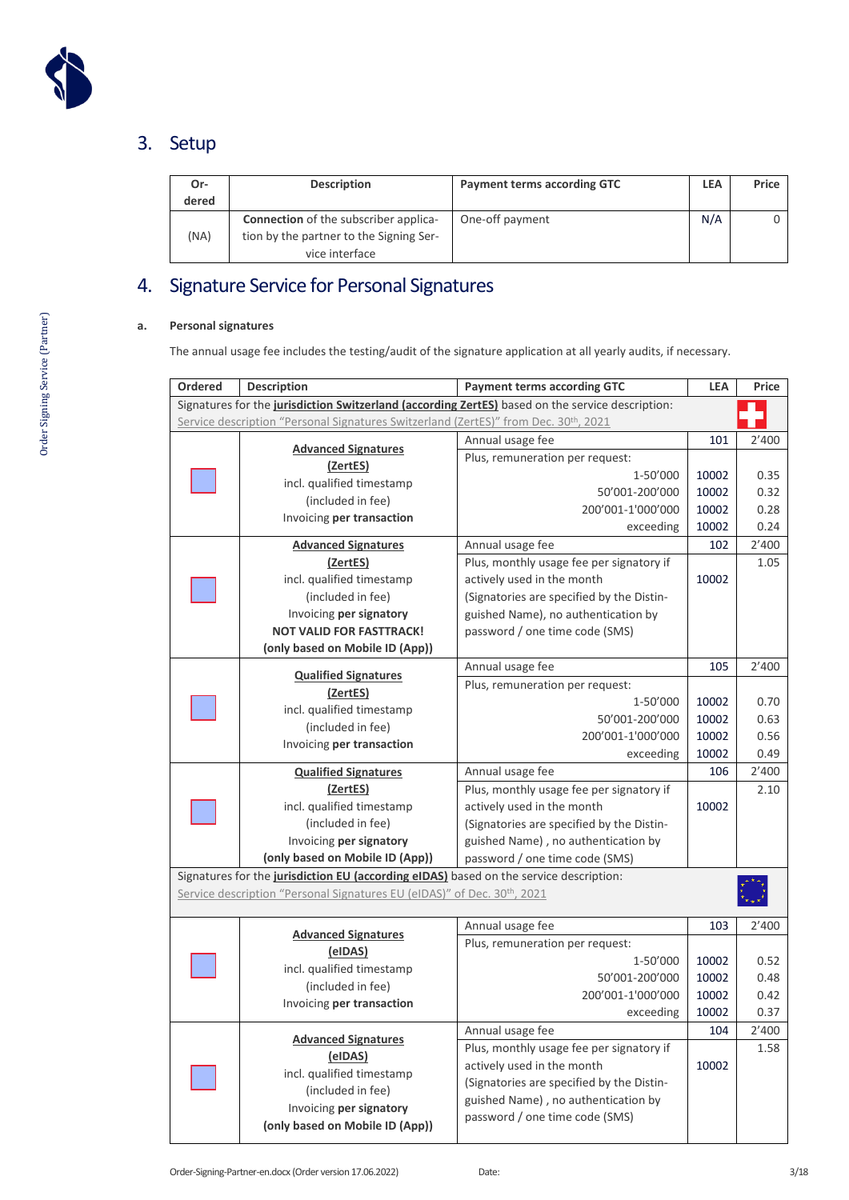## 3. Setup

| Ordered | Description | Payment terms according GTC | LEA | Price |
|---|---|---|---|---|
| (NA) | **Connection** of the subscriber application by the partner to the Signing Service interface | One-off payment | N/A | 0 |

## 4. Signature Service for Personal Signatures

### a. Personal signatures

The annual usage fee includes the testing/audit of the signature application at all yearly audits, if necessary.

| Ordered | Description | Payment terms according GTC | LEA | Price |
|---|---|---|---|---|
| Signatures for the **jurisdiction Switzerland (according ZertES)** based on the service description: Service description "Personal Signatures Switzerland (ZertES)" from Dec. 30th, 2021 | | | | |
| ☐ | **Advanced Signatures (ZertES)** incl. qualified timestamp (included in fee) Invoicing **per transaction** | Annual usage fee | 101 | 2'400 |
| | | Plus, remuneration per request: | | |
| | | 1-50'000 | 10002 | 0.35 |
| | | 50'001-200'000 | 10002 | 0.32 |
| | | 200'001-1'000'000 | 10002 | 0.28 |
| | | exceeding | 10002 | 0.24 |
| ☐ | **Advanced Signatures (ZertES)** incl. qualified timestamp (included in fee) Invoicing **per signatory** **NOT VALID FOR FASTTRACK!** **(only based on Mobile ID (App))** | Annual usage fee | 102 | 2'400 |
| | | Plus, monthly usage fee per signatory if actively used in the month (Signatories are specified by the Distinguished Name), no authentication by password / one time code (SMS) | 10002 | 1.05 |
| ☐ | **Qualified Signatures (ZertES)** incl. qualified timestamp (included in fee) Invoicing **per transaction** | Annual usage fee | 105 | 2'400 |
| | | Plus, remuneration per request: | | |
| | | 1-50'000 | 10002 | 0.70 |
| | | 50'001-200'000 | 10002 | 0.63 |
| | | 200'001-1'000'000 | 10002 | 0.56 |
| | | exceeding | 10002 | 0.49 |
| ☐ | **Qualified Signatures (ZertES)** incl. qualified timestamp (included in fee) Invoicing **per signatory** **(only based on Mobile ID (App))** | Annual usage fee | 106 | 2'400 |
| | | Plus, monthly usage fee per signatory if actively used in the month (Signatories are specified by the Distinguished Name) , no authentication by password / one time code (SMS) | 10002 | 2.10 |
| Signatures for the **jurisdiction EU (according eIDAS)** based on the service description: Service description "Personal Signatures EU (eIDAS)" of Dec. 30th, 2021 | | | | |
| ☐ | **Advanced Signatures (eIDAS)** incl. qualified timestamp (included in fee) Invoicing **per transaction** | Annual usage fee | 103 | 2'400 |
| | | Plus, remuneration per request: | | |
| | | 1-50'000 | 10002 | 0.52 |
| | | 50'001-200'000 | 10002 | 0.48 |
| | | 200'001-1'000'000 | 10002 | 0.42 |
| | | exceeding | 10002 | 0.37 |
| ☐ | **Advanced Signatures (eIDAS)** incl. qualified timestamp (included in fee) Invoicing **per signatory** **(only based on Mobile ID (App))** | Annual usage fee | 104 | 2'400 |
| | | Plus, monthly usage fee per signatory if actively used in the month (Signatories are specified by the Distinguished Name) , no authentication by password / one time code (SMS) | 10002 | 1.58 |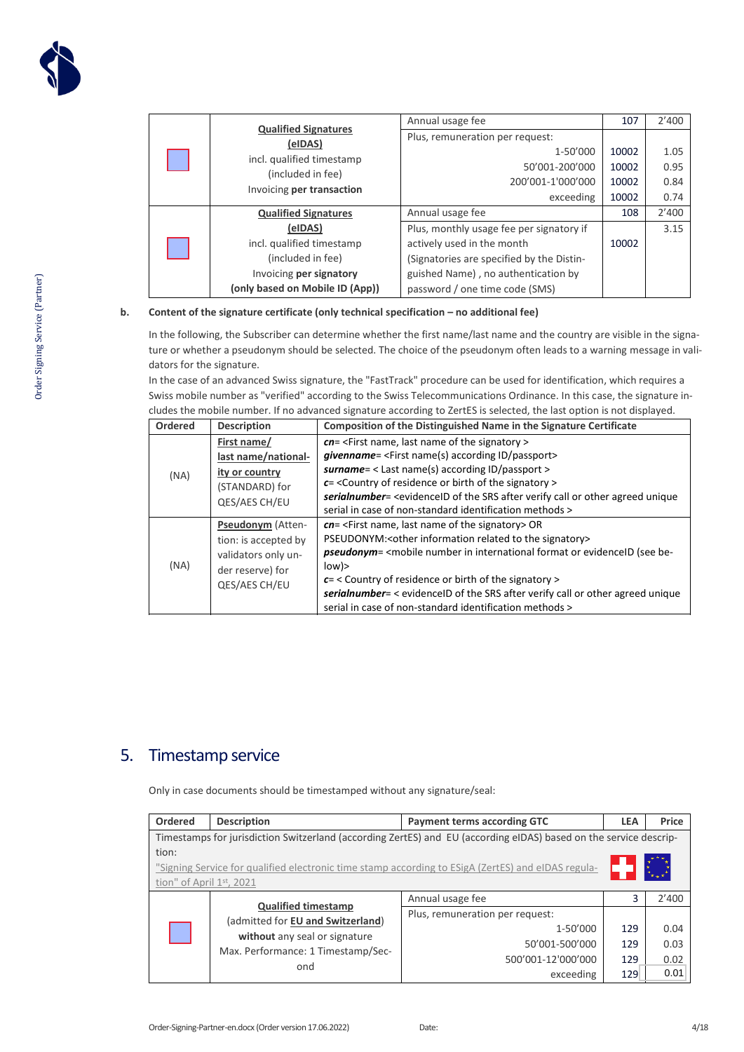| | Description | Payment terms | LEA | Price |
|---|---|---|---|---|
| ☐ | **Qualified Signatures (eIDAS)** incl. qualified timestamp (included in fee) Invoicing **per transaction** | Annual usage fee | 107 | 2'400 |
| | | Plus, remuneration per request: | | |
| | | 1-50'000 | 10002 | 1.05 |
| | | 50'001-200'000 | 10002 | 0.95 |
| | | 200'001-1'000'000 | 10002 | 0.84 |
| | | exceeding | 10002 | 0.74 |
| ☐ | **Qualified Signatures (eIDAS)** incl. qualified timestamp (included in fee) Invoicing **per signatory** **(only based on Mobile ID (App))** | Annual usage fee | 108 | 2'400 |
| | | Plus, monthly usage fee per signatory if actively used in the month (Signatories are specified by the Distinguished Name) , no authentication by password / one time code (SMS) | 10002 | 3.15 |

**b. Content of the signature certificate (only technical specification – no additional fee)**

In the following, the Subscriber can determine whether the first name/last name and the country are visible in the signature or whether a pseudonym should be selected. The choice of the pseudonym often leads to a warning message in validators for the signature.

In the case of an advanced Swiss signature, the "FastTrack" procedure can be used for identification, which requires a Swiss mobile number as "verified" according to the Swiss Telecommunications Ordinance. In this case, the signature includes the mobile number. If no advanced signature according to ZertES is selected, the last option is not displayed.

| Ordered | Description | Composition of the Distinguished Name in the Signature Certificate |
|---|---|---|
| (NA) | First name/ last name/nationality or country (STANDARD) for QES/AES CH/EU | ***cn***= <First name, last name of the signatory ><br>***givenname***= <First name(s) according ID/passport><br>***surname***= < Last name(s) according ID/passport ><br>***c***= <Country of residence or birth of the signatory ><br>***serialnumber***= <evidenceID of the SRS after verify call or other agreed unique serial in case of non-standard identification methods > |
| (NA) | Pseudonym (Attention: is accepted by validators only under reserve) for QES/AES CH/EU | ***cn***= <First name, last name of the signatory> OR PSEUDONYM:<other information related to the signatory><br>***pseudonym***= <mobile number in international format or evidenceID (see below)><br>***c***= < Country of residence or birth of the signatory ><br>***serialnumber***= < evidenceID of the SRS after verify call or other agreed unique serial in case of non-standard identification methods > |

## 5. Timestamp service

Only in case documents should be timestamped without any signature/seal:

| Ordered | Description | Payment terms according GTC | LEA | Price |
|---|---|---|---|---|
| Timestamps for jurisdiction Switzerland (according ZertES) and EU (according eIDAS) based on the service description: "Signing Service for qualified electronic time stamp according to ESigA (ZertES) and eIDAS regulation" of April 1st, 2021 | | | | |
| ☐ | **Qualified timestamp** (admitted for **EU and Switzerland**) **without** any seal or signature Max. Performance: 1 Timestamp/Second | Annual usage fee | 3 | 2'400 |
| | | Plus, remuneration per request: | | |
| | | 1-50'000 | 129 | 0.04 |
| | | 50'001-500'000 | 129 | 0.03 |
| | | 500'001-12'000'000 | 129 | 0.02 |
| | | exceeding | 129 | 0.01 |

Order-Signing-Partner-en.docx (Order version 17.06.2022) Date: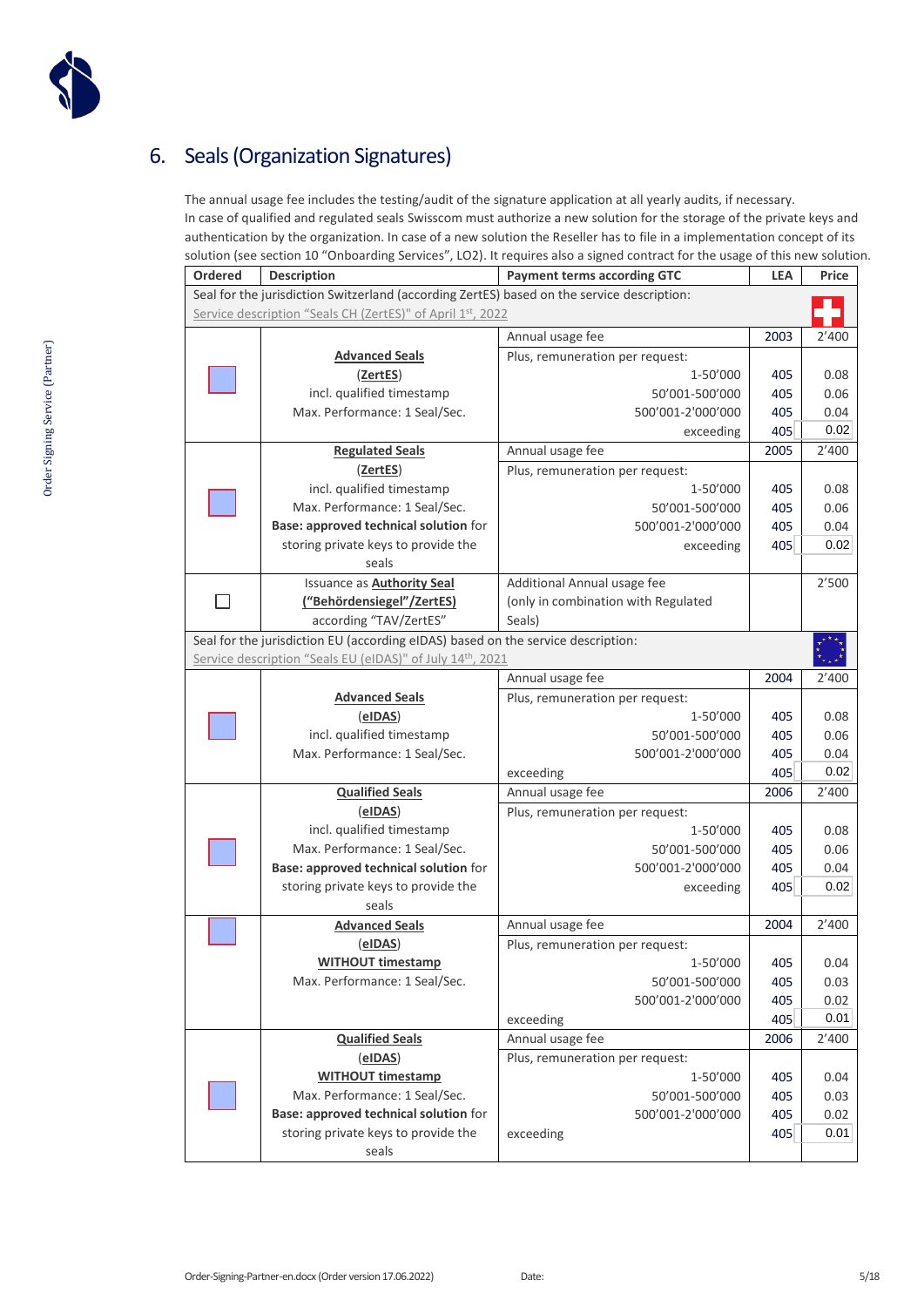## 6. Seals (Organization Signatures)

The annual usage fee includes the testing/audit of the signature application at all yearly audits, if necessary.
In case of qualified and regulated seals Swisscom must authorize a new solution for the storage of the private keys and authentication by the organization. In case of a new solution the Reseller has to file in a implementation concept of its solution (see section 10 "Onboarding Services", LO2). It requires also a signed contract for the usage of this new solution.

| Ordered | Description | Payment terms according GTC | LEA | Price |
|---|---|---|---|---|
| Seal for the jurisdiction Switzerland (according ZertES) based on the service description: Service description "Seals CH (ZertES)" of April 1st, 2022 | | | | |
| ☐ | **Advanced Seals** (**ZertES**) incl. qualified timestamp Max. Performance: 1 Seal/Sec. | Annual usage fee | 2003 | 2'400 |
| | | Plus, remuneration per request: | | |
| | | 1-50'000 | 405 | 0.08 |
| | | 50'001-500'000 | 405 | 0.06 |
| | | 500'001-2'000'000 | 405 | 0.04 |
| | | exceeding | 405 | 0.02 |
| ☐ | **Regulated Seals** (**ZertES**) incl. qualified timestamp Max. Performance: 1 Seal/Sec. **Base: approved technical solution** for storing private keys to provide the seals | Annual usage fee | 2005 | 2'400 |
| | | Plus, remuneration per request: | | |
| | | 1-50'000 | 405 | 0.08 |
| | | 50'001-500'000 | 405 | 0.06 |
| | | 500'001-2'000'000 | 405 | 0.04 |
| | | exceeding | 405 | 0.02 |
| ☐ | Issuance as **Authority Seal** (**"Behördensiegel"/ZertES**) according "TAV/ZertES" | Additional Annual usage fee (only in combination with Regulated Seals) | | 2'500 |
| Seal for the jurisdiction EU (according eIDAS) based on the service description: Service description "Seals EU (eIDAS)" of July 14th, 2021 | | | | |
| ☐ | **Advanced Seals** (**eIDAS**) incl. qualified timestamp Max. Performance: 1 Seal/Sec. | Annual usage fee | 2004 | 2'400 |
| | | Plus, remuneration per request: | | |
| | | 1-50'000 | 405 | 0.08 |
| | | 50'001-500'000 | 405 | 0.06 |
| | | 500'001-2'000'000 | 405 | 0.04 |
| | | exceeding | 405 | 0.02 |
| ☐ | **Qualified Seals** (**eIDAS**) incl. qualified timestamp Max. Performance: 1 Seal/Sec. **Base: approved technical solution** for storing private keys to provide the seals | Annual usage fee | 2006 | 2'400 |
| | | Plus, remuneration per request: | | |
| | | 1-50'000 | 405 | 0.08 |
| | | 50'001-500'000 | 405 | 0.06 |
| | | 500'001-2'000'000 | 405 | 0.04 |
| | | exceeding | 405 | 0.02 |
| ☐ | **Advanced Seals** (**eIDAS**) **WITHOUT timestamp** Max. Performance: 1 Seal/Sec. | Annual usage fee | 2004 | 2'400 |
| | | Plus, remuneration per request: | | |
| | | 1-50'000 | 405 | 0.04 |
| | | 50'001-500'000 | 405 | 0.03 |
| | | 500'001-2'000'000 | 405 | 0.02 |
| | | exceeding | 405 | 0.01 |
| ☐ | **Qualified Seals** (**eIDAS**) **WITHOUT timestamp** Max. Performance: 1 Seal/Sec. **Base: approved technical solution** for storing private keys to provide the seals | Annual usage fee | 2006 | 2'400 |
| | | Plus, remuneration per request: | | |
| | | 1-50'000 | 405 | 0.04 |
| | | 50'001-500'000 | 405 | 0.03 |
| | | 500'001-2'000'000 | 405 | 0.02 |
| | | exceeding | 405 | 0.01 |

Order-Signing-Partner-en.docx (Order version 17.06.2022) Date: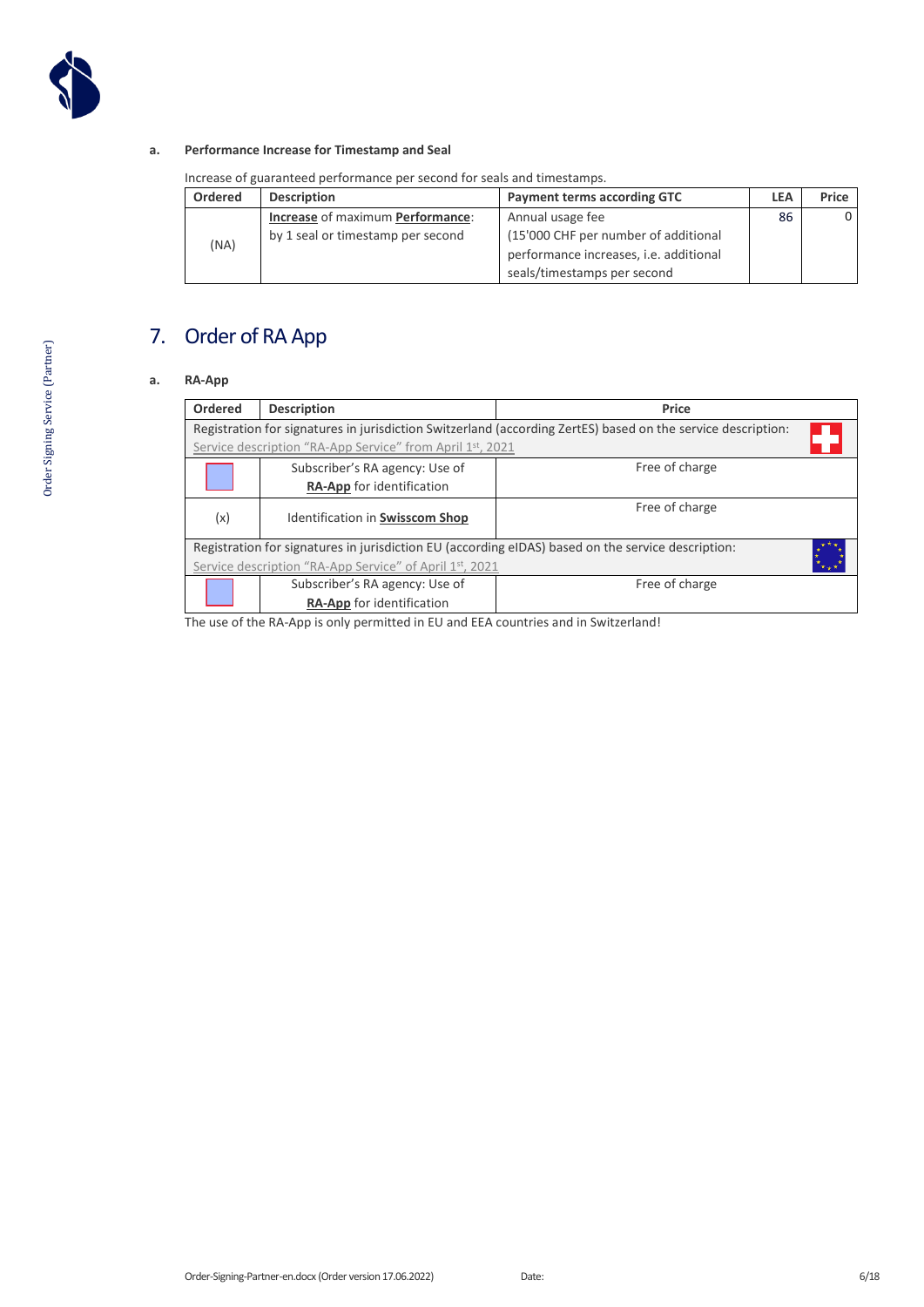#### a. Performance Increase for Timestamp and Seal

Increase of guaranteed performance per second for seals and timestamps.

| Ordered | Description | Payment terms according GTC | LEA | Price |
|---|---|---|---|---|
| (NA) | **Increase** of maximum **Performance**: by 1 seal or timestamp per second | Annual usage fee (15'000 CHF per number of additional performance increases, i.e. additional seals/timestamps per second | 86 | 0 |

## 7. Order of RA App

#### a. RA-App

| Ordered | Description | Price |
|---|---|---|
| Registration for signatures in jurisdiction Switzerland (according ZertES) based on the service description: Service description "RA-App Service" from April 1st, 2021 | | |
| | Subscriber's RA agency: Use of **RA-App** for identification | Free of charge |
| (x) | Identification in **Swisscom Shop** | Free of charge |
| Registration for signatures in jurisdiction EU (according eIDAS) based on the service description: Service description "RA-App Service" of April 1st, 2021 | | |
| | Subscriber's RA agency: Use of **RA-App** for identification | Free of charge |

The use of the RA-App is only permitted in EU and EEA countries and in Switzerland!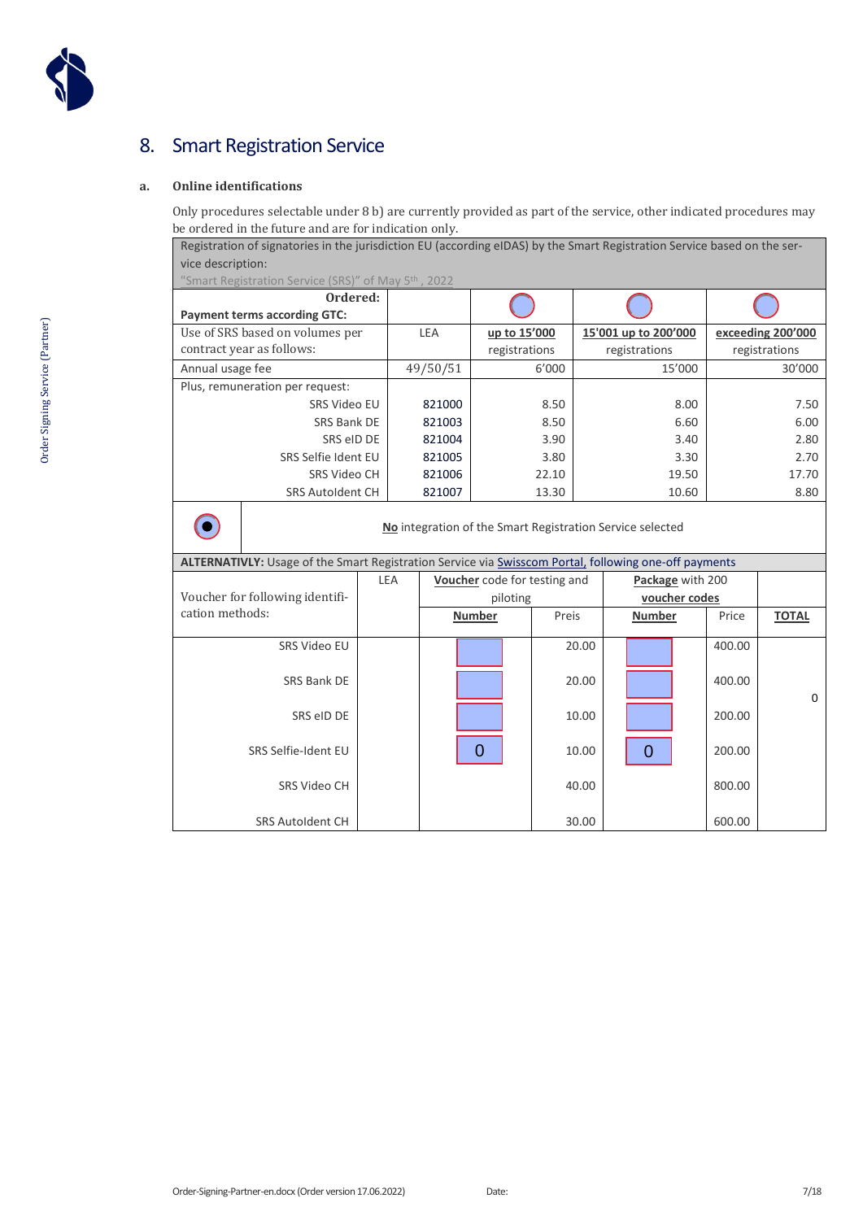## 8. Smart Registration Service

### a. Online identifications

Only procedures selectable under 8 b) are currently provided as part of the service, other indicated procedures may be ordered in the future and are for indication only.

| Registration of signatories in the jurisdiction EU (according eIDAS) by the Smart Registration Service based on the service description: "Smart Registration Service (SRS)" of May 5th, 2022 | | | | |
|---|---|---|---|---|
| **Ordered:** **Payment terms according GTC:** | | ○ | ○ | ○ |
| Use of SRS based on volumes per contract year as follows: | LEA | **up to 15'000** registrations | **15'001 up to 200'000** registrations | **exceeding 200'000** registrations |
| Annual usage fee | 49/50/51 | 6'000 | 15'000 | 30'000 |
| Plus, remuneration per request: | | | | |
| SRS Video EU | 821000 | 8.50 | 8.00 | 7.50 |
| SRS Bank DE | 821003 | 8.50 | 6.60 | 6.00 |
| SRS eID DE | 821004 | 3.90 | 3.40 | 2.80 |
| SRS Selfie Ident EU | 821005 | 3.80 | 3.30 | 2.70 |
| SRS Video CH | 821006 | 22.10 | 19.50 | 17.70 |
| SRS AutoIdent CH | 821007 | 13.30 | 10.60 | 8.80 |
| ● | **No** integration of the Smart Registration Service selected | | | |

| **ALTERNATIVLY:** Usage of the Smart Registration Service via Swisscom Portal, following one-off payments | | | | | | |
|---|---|---|---|---|---|---|
| Voucher for following identification methods: | LEA | **Voucher** code for testing and piloting | | **Package** with 200 **voucher codes** | | |
| | | **Number** | Preis | **Number** | Price | **TOTAL** |
| SRS Video EU | | | 20.00 | | 400.00 | 0 |
| SRS Bank DE | | | 20.00 | | 400.00 | |
| SRS eID DE | | | 10.00 | | 200.00 | |
| SRS Selfie-Ident EU | | 0 | 10.00 | 0 | 200.00 | |
| SRS Video CH | | | 40.00 | | 800.00 | |
| SRS AutoIdent CH | | | 30.00 | | 600.00 | |

Date: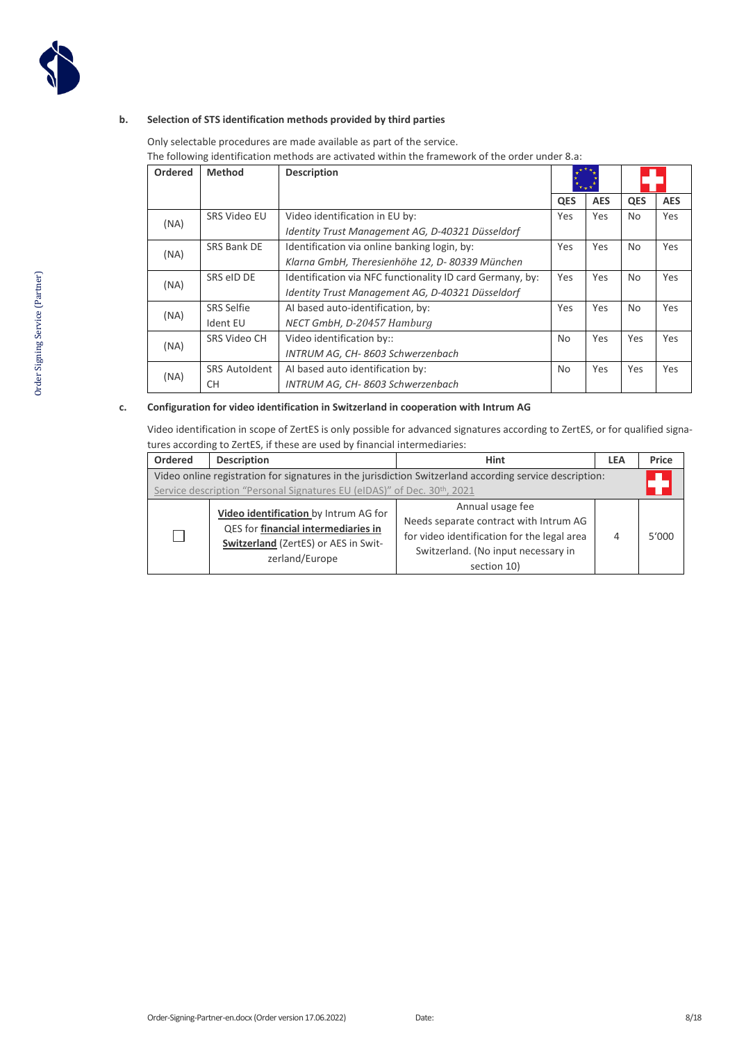**b. Selection of STS identification methods provided by third parties**

Only selectable procedures are made available as part of the service.
The following identification methods are activated within the framework of the order under 8.a:

| Ordered | Method | Description | EU | | CH | |
|---|---|---|---|---|---|---|
| | | | QES | AES | QES | AES |
| (NA) | SRS Video EU | Video identification in EU by:<br>*Identity Trust Management AG, D-40321 Düsseldorf* | Yes | Yes | No | Yes |
| (NA) | SRS Bank DE | Identification via online banking login, by:<br>*Klarna GmbH, Theresienhöhe 12, D- 80339 München* | Yes | Yes | No | Yes |
| (NA) | SRS eID DE | Identification via NFC functionality ID card Germany, by:<br>*Identity Trust Management AG, D-40321 Düsseldorf* | Yes | Yes | No | Yes |
| (NA) | SRS Selfie Ident EU | AI based auto-identification, by:<br>*NECT GmbH, D-20457 Hamburg* | Yes | Yes | No | Yes |
| (NA) | SRS Video CH | Video identification by::<br>*INTRUM AG, CH- 8603 Schwerzenbach* | No | Yes | Yes | Yes |
| (NA) | SRS AutoIdent CH | AI based auto identification by:<br>*INTRUM AG, CH- 8603 Schwerzenbach* | No | Yes | Yes | Yes |

**c. Configuration for video identification in Switzerland in cooperation with Intrum AG**

Video identification in scope of ZertES is only possible for advanced signatures according to ZertES, or for qualified signatures according to ZertES, if these are used by financial intermediaries:

| Ordered | Description | Hint | LEA | Price |
|---|---|---|---|---|
| Video online registration for signatures in the jurisdiction Switzerland according service description:<br>Service description "Personal Signatures EU (eIDAS)" of Dec. 30th, 2021 | | | | CH |
| ☐ | **Video identification** by Intrum AG for QES for **financial intermediaries in Switzerland** (ZertES) or AES in Switzerland/Europe | Annual usage fee<br>Needs separate contract with Intrum AG for video identification for the legal area Switzerland. (No input necessary in section 10) | 4 | 5'000 |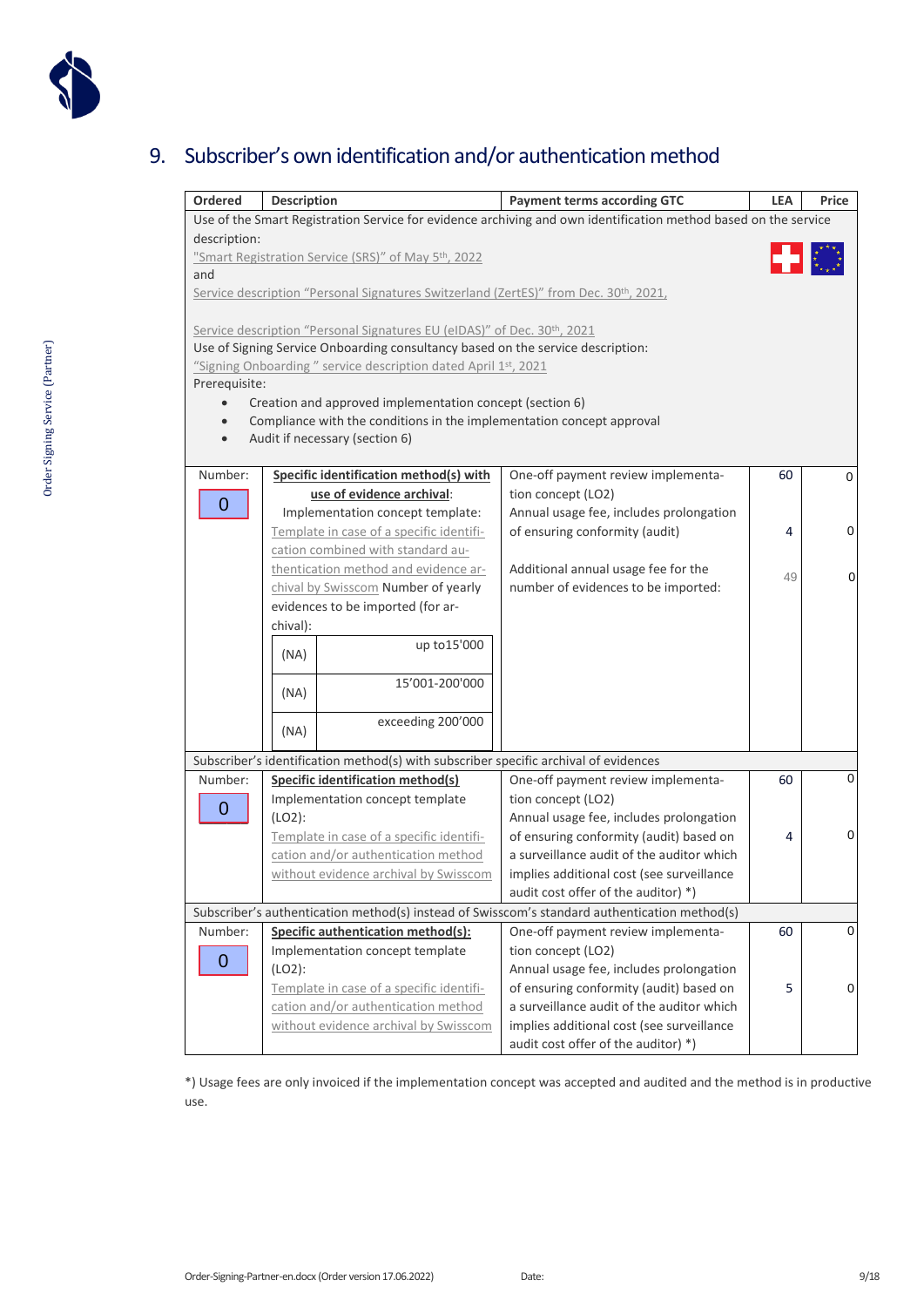## 9. Subscriber's own identification and/or authentication method

| Ordered | Description | Payment terms according GTC | LEA | Price |
|---|---|---|---|---|
| Use of the Smart Registration Service for evidence archiving and own identification method based on the service description:<br>"Smart Registration Service (SRS)" of May 5th, 2022<br>and<br>Service description "Personal Signatures Switzerland (ZertES)" from Dec. 30th, 2021,<br><br>Service description "Personal Signatures EU (eIDAS)" of Dec. 30th, 2021<br>Use of Signing Service Onboarding consultancy based on the service description:<br>"Signing Onboarding " service description dated April 1st, 2021<br>Prerequisite:<br>• Creation and approved implementation concept (section 6)<br>• Compliance with the conditions in the implementation concept approval<br>• Audit if necessary (section 6) | | | | |
| Number: 0 | **Specific identification method(s) with use of evidence archival**:<br>Implementation concept template:<br>Template in case of a specific identification combined with standard authentication method and evidence archival by Swisscom Number of yearly evidences to be imported (for archival):<br>(NA) up to15'000<br>(NA) 15'001-200'000<br>(NA) exceeding 200'000 | One-off payment review implementation concept (LO2)<br>Annual usage fee, includes prolongation of ensuring conformity (audit)<br><br>Additional annual usage fee for the number of evidences to be imported: | 60<br><br>4<br><br>49 | 0<br><br>0<br><br>0 |
| Subscriber's identification method(s) with subscriber specific archival of evidences | | | | |
| Number: 0 | **Specific identification method(s)**<br>Implementation concept template (LO2):<br>Template in case of a specific identification and/or authentication method without evidence archival by Swisscom | One-off payment review implementation concept (LO2)<br>Annual usage fee, includes prolongation of ensuring conformity (audit) based on a surveillance audit of the auditor which implies additional cost (see surveillance audit cost offer of the auditor) *) | 60<br><br>4 | 0<br><br>0 |
| Subscriber's authentication method(s) instead of Swisscom's standard authentication method(s) | | | | |
| Number: 0 | **Specific authentication method(s):**<br>Implementation concept template (LO2):<br>Template in case of a specific identification and/or authentication method without evidence archival by Swisscom | One-off payment review implementation concept (LO2)<br>Annual usage fee, includes prolongation of ensuring conformity (audit) based on a surveillance audit of the auditor which implies additional cost (see surveillance audit cost offer of the auditor) *) | 60<br><br>5 | 0<br><br>0 |

*) Usage fees are only invoiced if the implementation concept was accepted and audited and the method is in productive use.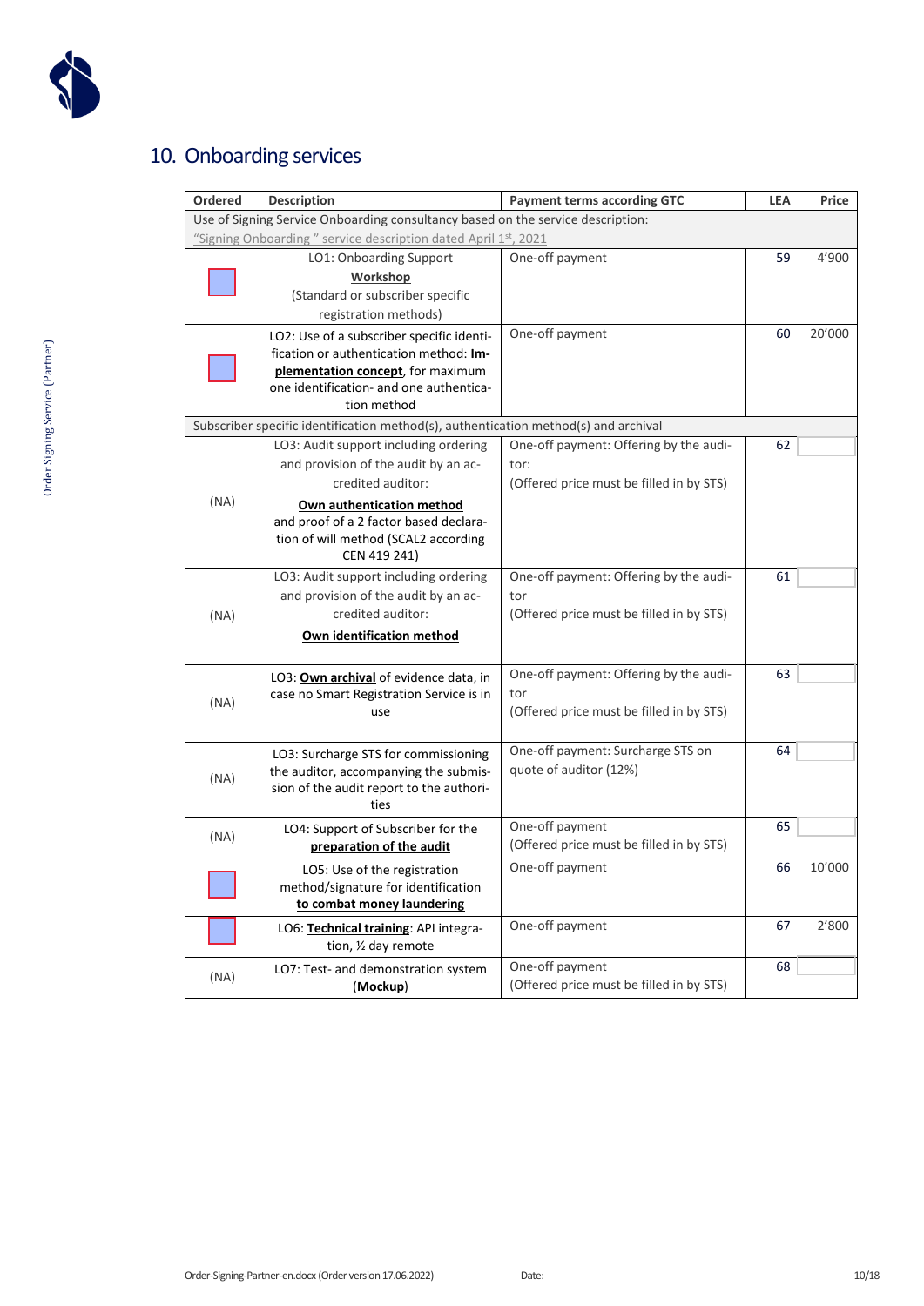## 10. Onboarding services

| Ordered | Description | Payment terms according GTC | LEA | Price |
|---|---|---|---|---|
| Use of Signing Service Onboarding consultancy based on the service description: "Signing Onboarding " service description dated April 1st, 2021 | | | | |
| | LO1: Onboarding Support **Workshop** (Standard or subscriber specific registration methods) | One-off payment | 59 | 4'900 |
| | LO2: Use of a subscriber specific identification or authentication method: **Implementation concept**, for maximum one identification- and one authentication method | One-off payment | 60 | 20'000 |
| Subscriber specific identification method(s), authentication method(s) and archival | | | | |
| (NA) | LO3: Audit support including ordering and provision of the audit by an accredited auditor: **Own authentication method** and proof of a 2 factor based declaration of will method (SCAL2 according CEN 419 241) | One-off payment: Offering by the auditor: (Offered price must be filled in by STS) | 62 | |
| (NA) | LO3: Audit support including ordering and provision of the audit by an accredited auditor: **Own identification method** | One-off payment: Offering by the auditor (Offered price must be filled in by STS) | 61 | |
| (NA) | LO3: **Own archival** of evidence data, in case no Smart Registration Service is in use | One-off payment: Offering by the auditor (Offered price must be filled in by STS) | 63 | |
| (NA) | LO3: Surcharge STS for commissioning the auditor, accompanying the submission of the audit report to the authorities | One-off payment: Surcharge STS on quote of auditor (12%) | 64 | |
| (NA) | LO4: Support of Subscriber for the **preparation of the audit** | One-off payment (Offered price must be filled in by STS) | 65 | |
| | LO5: Use of the registration method/signature for identification **to combat money laundering** | One-off payment | 66 | 10'000 |
| | LO6: **Technical training**: API integration, ½ day remote | One-off payment | 67 | 2'800 |
| (NA) | LO7: Test- and demonstration system (**Mockup**) | One-off payment (Offered price must be filled in by STS) | 68 | |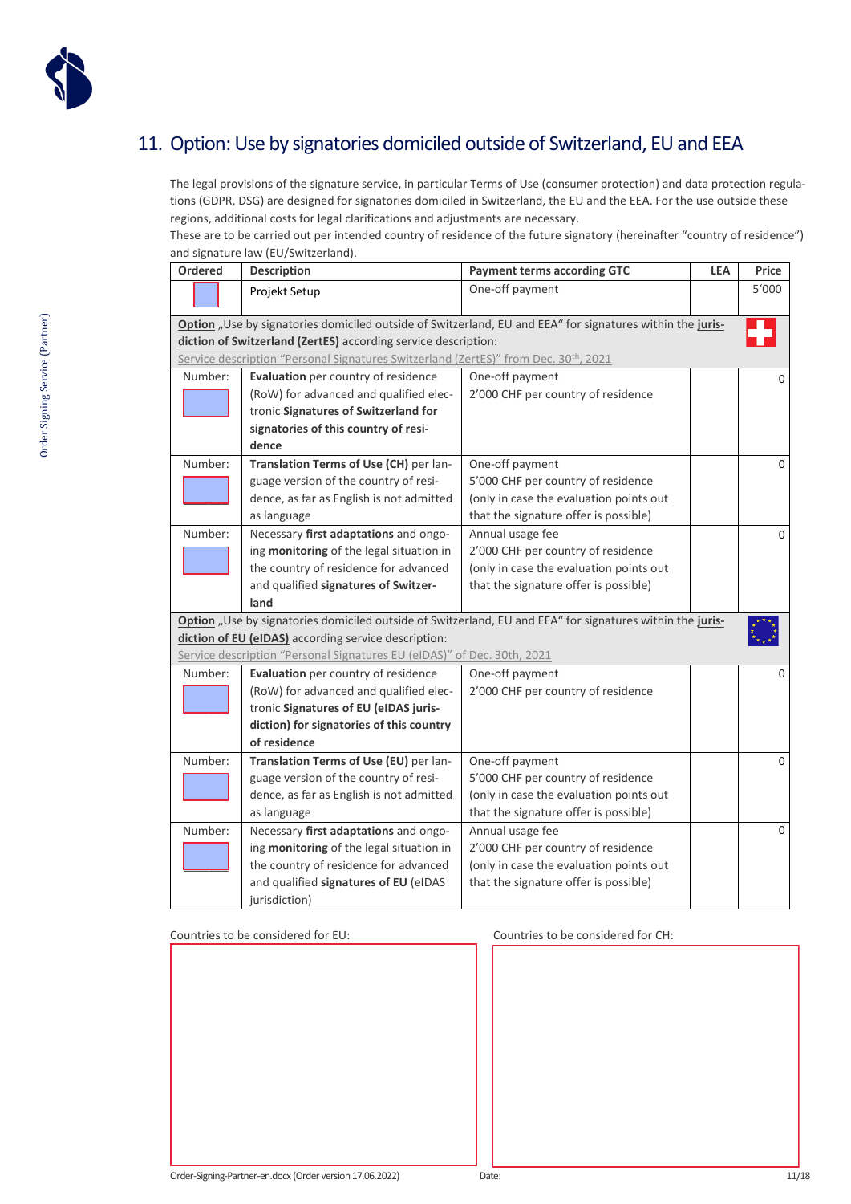# 11. Option: Use by signatories domiciled outside of Switzerland, EU and EEA

The legal provisions of the signature service, in particular Terms of Use (consumer protection) and data protection regulations (GDPR, DSG) are designed for signatories domiciled in Switzerland, the EU and the EEA. For the use outside these regions, additional costs for legal clarifications and adjustments are necessary.
These are to be carried out per intended country of residence of the future signatory (hereinafter "country of residence") and signature law (EU/Switzerland).

| Ordered | Description | Payment terms according GTC | LEA | Price |
|---|---|---|---|---|
| | Projekt Setup | One-off payment | | 5'000 |
| **Option** „Use by signatories domiciled outside of Switzerland, EU and EEA" for signatures within the **jurisdiction of Switzerland (ZertES)** according service description: Service description "Personal Signatures Switzerland (ZertES)" from Dec. 30th, 2021 | | | | |
| Number: | **Evaluation** per country of residence (RoW) for advanced and qualified electronic **Signatures of Switzerland for signatories of this country of residence** | One-off payment<br>2'000 CHF per country of residence | | 0 |
| Number: | **Translation Terms of Use (CH)** per language version of the country of residence, as far as English is not admitted as language | One-off payment<br>5'000 CHF per country of residence (only in case the evaluation points out that the signature offer is possible) | | 0 |
| Number: | Necessary **first adaptations** and ongoing **monitoring** of the legal situation in the country of residence for advanced and qualified **signatures of Switzerland** | Annual usage fee<br>2'000 CHF per country of residence (only in case the evaluation points out that the signature offer is possible) | | 0 |
| **Option** „Use by signatories domiciled outside of Switzerland, EU and EEA" for signatures within the **jurisdiction of EU (eIDAS)** according service description: Service description "Personal Signatures EU (eIDAS)" of Dec. 30th, 2021 | | | | |
| Number: | **Evaluation** per country of residence (RoW) for advanced and qualified electronic **Signatures of EU (eIDAS jurisdiction) for signatories of this country of residence** | One-off payment<br>2'000 CHF per country of residence | | 0 |
| Number: | **Translation Terms of Use (EU)** per language version of the country of residence, as far as English is not admitted as language | One-off payment<br>5'000 CHF per country of residence (only in case the evaluation points out that the signature offer is possible) | | 0 |
| Number: | Necessary **first adaptations** and ongoing **monitoring** of the legal situation in the country of residence for advanced and qualified **signatures of EU** (eIDAS jurisdiction) | Annual usage fee<br>2'000 CHF per country of residence (only in case the evaluation points out that the signature offer is possible) | | 0 |

Countries to be considered for EU:

Countries to be considered for CH:

Date: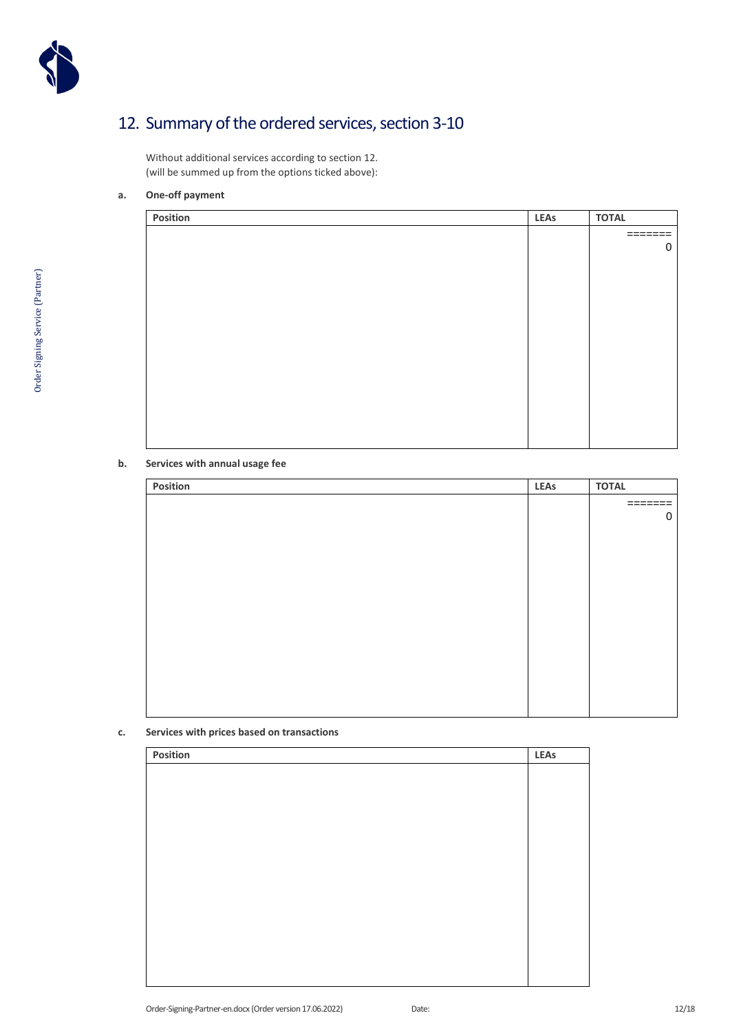# 12. Summary of the ordered services, section 3-10

Without additional services according to section 12.
(will be summed up from the options ticked above):

**a. One-off payment**

| Position | LEAs | TOTAL |
|---|---|---|
| | | =======<br>0 |

**b. Services with annual usage fee**

| Position | LEAs | TOTAL |
|---|---|---|
| | | =======<br>0 |

**c. Services with prices based on transactions**

| Position | LEAs |
|---|---|
| | |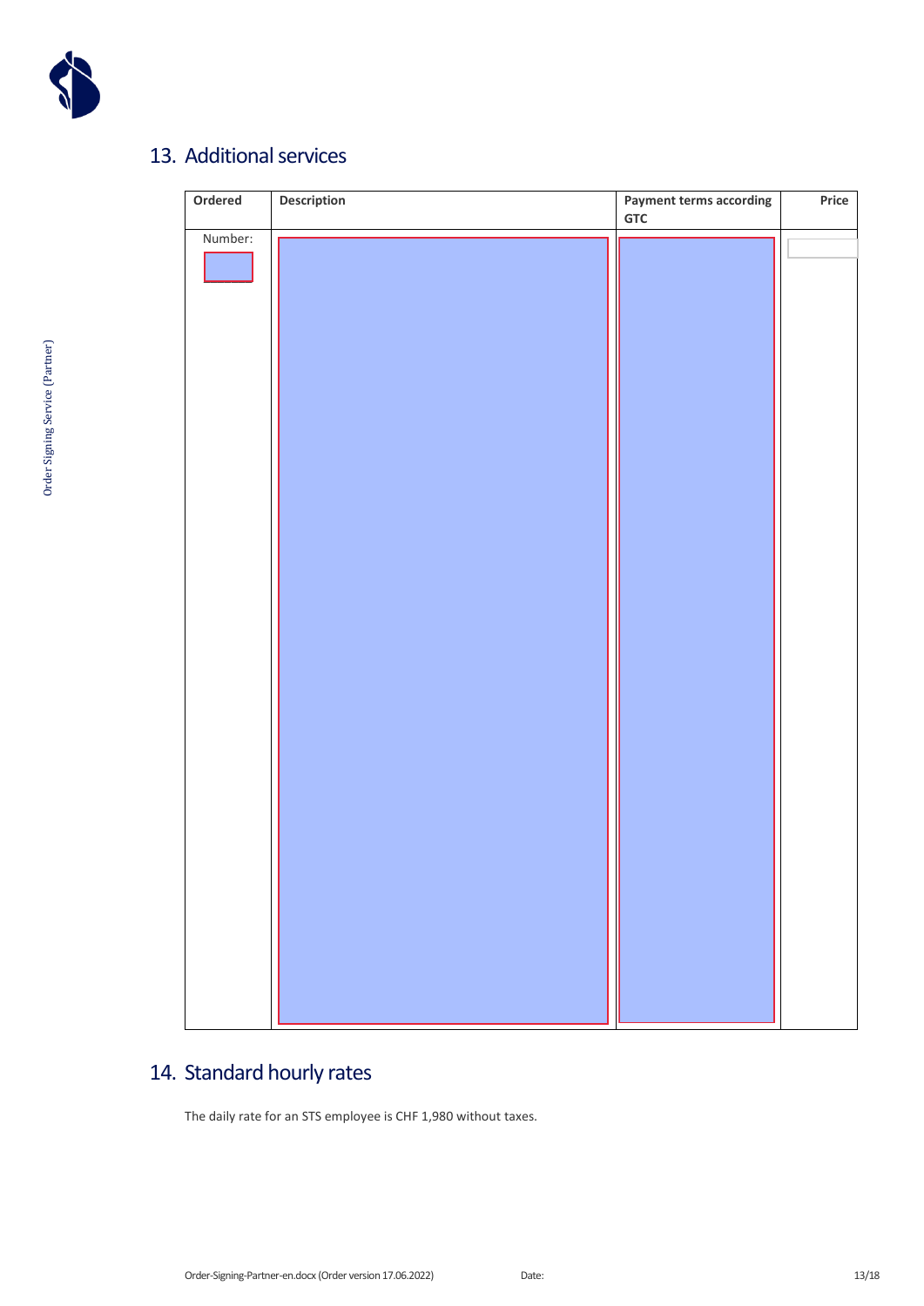## 13. Additional services

| Ordered | Description | Payment terms according GTC | Price |
|---|---|---|---|
| Number: | | | |

## 14. Standard hourly rates

The daily rate for an STS employee is CHF 1,980 without taxes.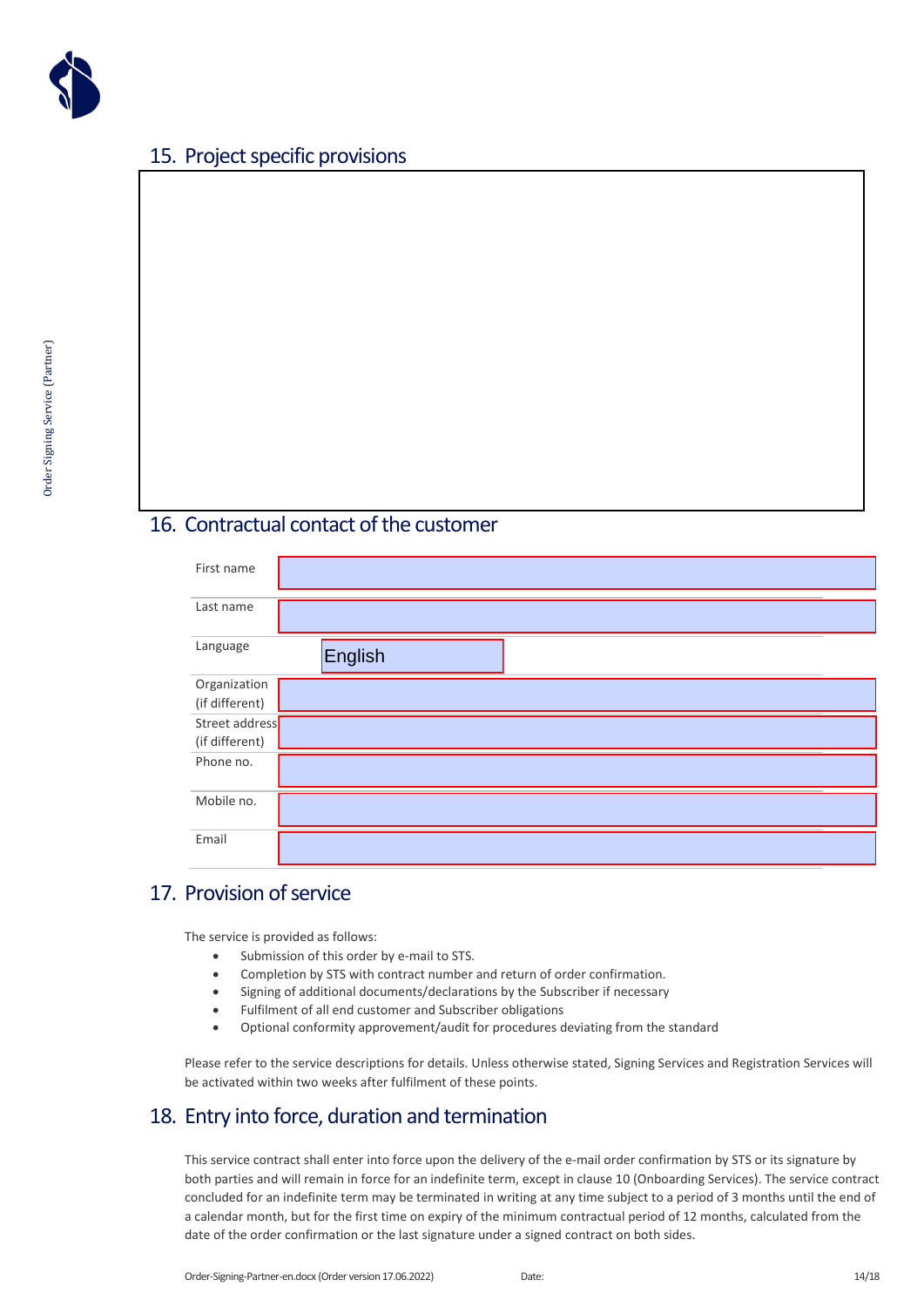## 15. Project specific provisions

## 16. Contractual contact of the customer

| | |
|---|---|
| First name | |
| Last name | |
| Language | English |
| Organization (if different) | |
| Street address (if different) | |
| Phone no. | |
| Mobile no. | |
| Email | |

## 17. Provision of service

The service is provided as follows:

- Submission of this order by e-mail to STS.
- Completion by STS with contract number and return of order confirmation.
- Signing of additional documents/declarations by the Subscriber if necessary
- Fulfilment of all end customer and Subscriber obligations
- Optional conformity approvement/audit for procedures deviating from the standard

Please refer to the service descriptions for details. Unless otherwise stated, Signing Services and Registration Services will be activated within two weeks after fulfilment of these points.

## 18. Entry into force, duration and termination

This service contract shall enter into force upon the delivery of the e-mail order confirmation by STS or its signature by both parties and will remain in force for an indefinite term, except in clause 10 (Onboarding Services). The service contract concluded for an indefinite term may be terminated in writing at any time subject to a period of 3 months until the end of a calendar month, but for the first time on expiry of the minimum contractual period of 12 months, calculated from the date of the order confirmation or the last signature under a signed contract on both sides.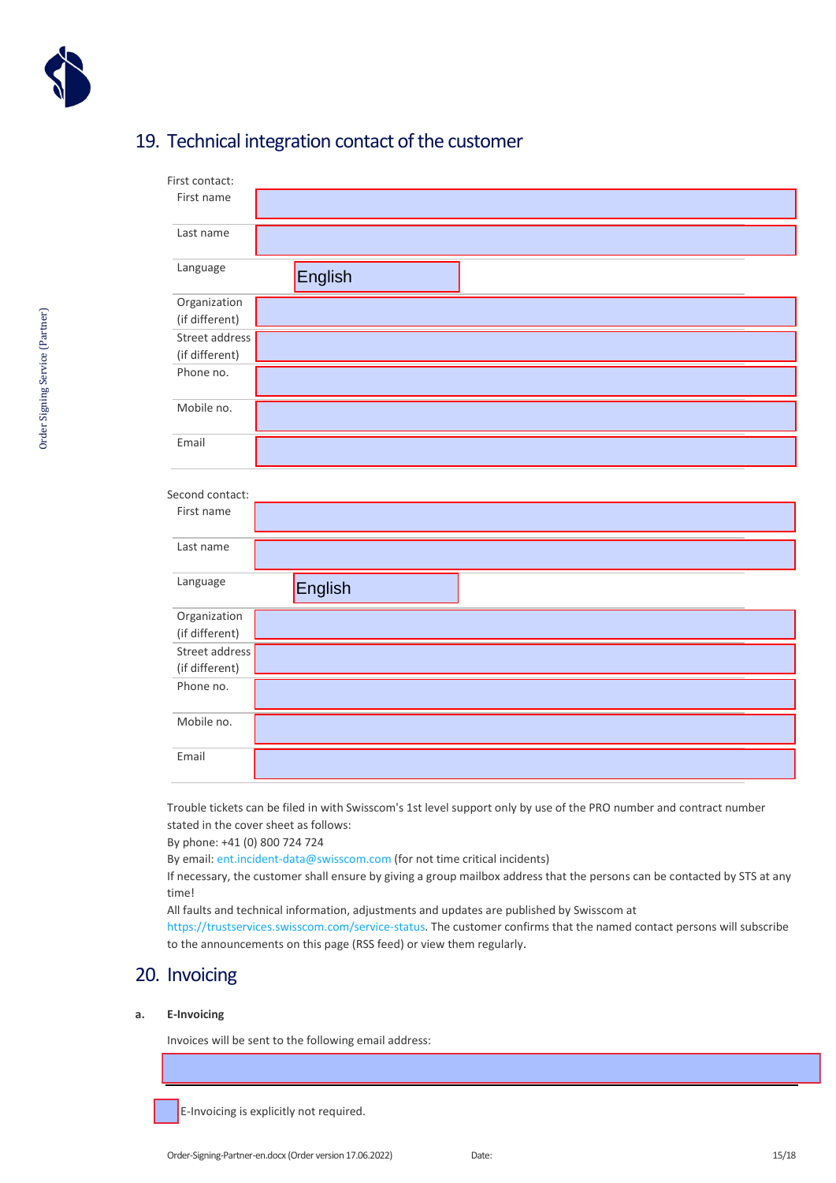## 19. Technical integration contact of the customer

First contact:

| | |
|---|---|
| First name | |
| Last name | |
| Language | English |
| Organization (if different) | |
| Street address (if different) | |
| Phone no. | |
| Mobile no. | |
| Email | |

Second contact:

| | |
|---|---|
| First name | |
| Last name | |
| Language | English |
| Organization (if different) | |
| Street address (if different) | |
| Phone no. | |
| Mobile no. | |
| Email | |

Trouble tickets can be filed in with Swisscom's 1st level support only by use of the PRO number and contract number stated in the cover sheet as follows:
By phone: +41 (0) 800 724 724
By email: ent.incident-data@swisscom.com (for not time critical incidents)
If necessary, the customer shall ensure by giving a group mailbox address that the persons can be contacted by STS at any time!
All faults and technical information, adjustments and updates are published by Swisscom at https://trustservices.swisscom.com/service-status. The customer confirms that the named contact persons will subscribe to the announcements on this page (RSS feed) or view them regularly.

## 20. Invoicing

**a. E-Invoicing**

Invoices will be sent to the following email address:

☐ E-Invoicing is explicitly not required.

Order-Signing-Partner-en.docx (Order version 17.06.2022) Date: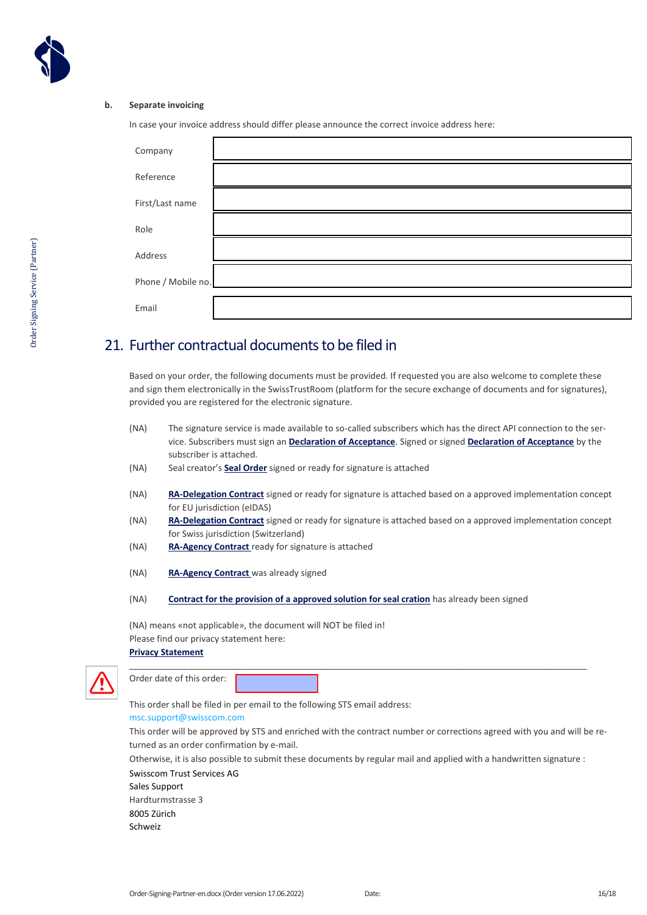**b. Separate invoicing**

In case your invoice address should differ please announce the correct invoice address here:

| | |
|---|---|
| Company | |
| Reference | |
| First/Last name | |
| Role | |
| Address | |
| Phone / Mobile no. | |
| Email | |

## 21. Further contractual documents to be filed in

Based on your order, the following documents must be provided. If requested you are also welcome to complete these and sign them electronically in the SwissTrustRoom (platform for the secure exchange of documents and for signatures), provided you are registered for the electronic signature.

(NA) The signature service is made available to so-called subscribers which has the direct API connection to the service. Subscribers must sign an **Declaration of Acceptance**. Signed or signed **Declaration of Acceptance** by the subscriber is attached.

(NA) Seal creator's **Seal Order** signed or ready for signature is attached

(NA) **RA-Delegation Contract** signed or ready for signature is attached based on a approved implementation concept for EU jurisdiction (eIDAS)

(NA) **RA-Delegation Contract** signed or ready for signature is attached based on a approved implementation concept for Swiss jurisdiction (Switzerland)

(NA) **RA-Agency Contract** ready for signature is attached

(NA) **RA-Agency Contract** was already signed

(NA) **Contract for the provision of a approved solution for seal cration** has already been signed

(NA) means «not applicable», the document will NOT be filed in!
Please find our privacy statement here:
**Privacy Statement**

---

Order date of this order:

This order shall be filed in per email to the following STS email address:
msc.support@swisscom.com
This order will be approved by STS and enriched with the contract number or corrections agreed with you and will be returned as an order confirmation by e-mail.
Otherwise, it is also possible to submit these documents by regular mail and applied with a handwritten signature :
Swisscom Trust Services AG
Sales Support
Hardturmstrasse 3
8005 Zürich
Schweiz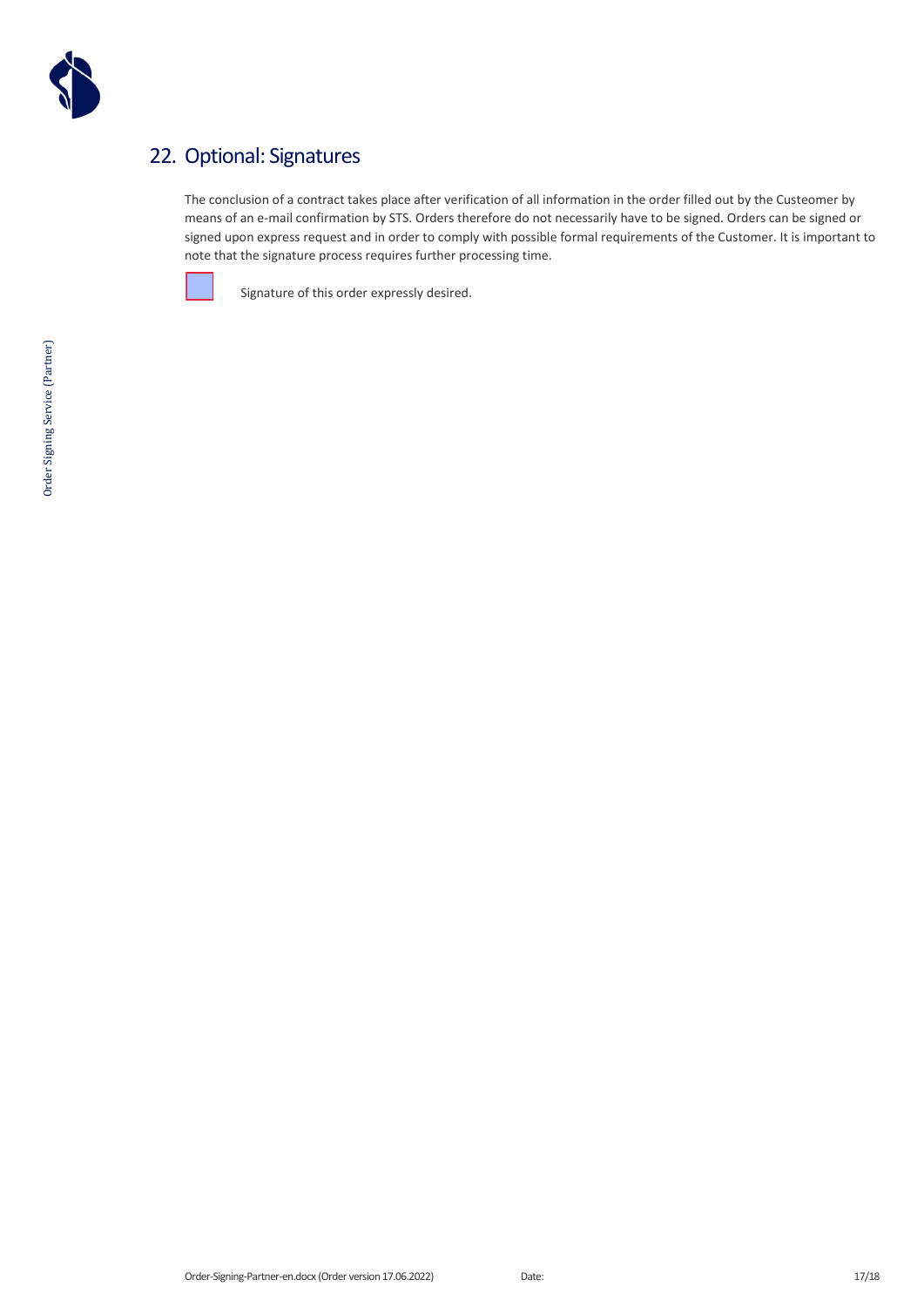## 22. Optional: Signatures

The conclusion of a contract takes place after verification of all information in the order filled out by the Custeomer by means of an e-mail confirmation by STS. Orders therefore do not necessarily have to be signed. Orders can be signed or signed upon express request and in order to comply with possible formal requirements of the Customer. It is important to note that the signature process requires further processing time.

☐ Signature of this order expressly desired.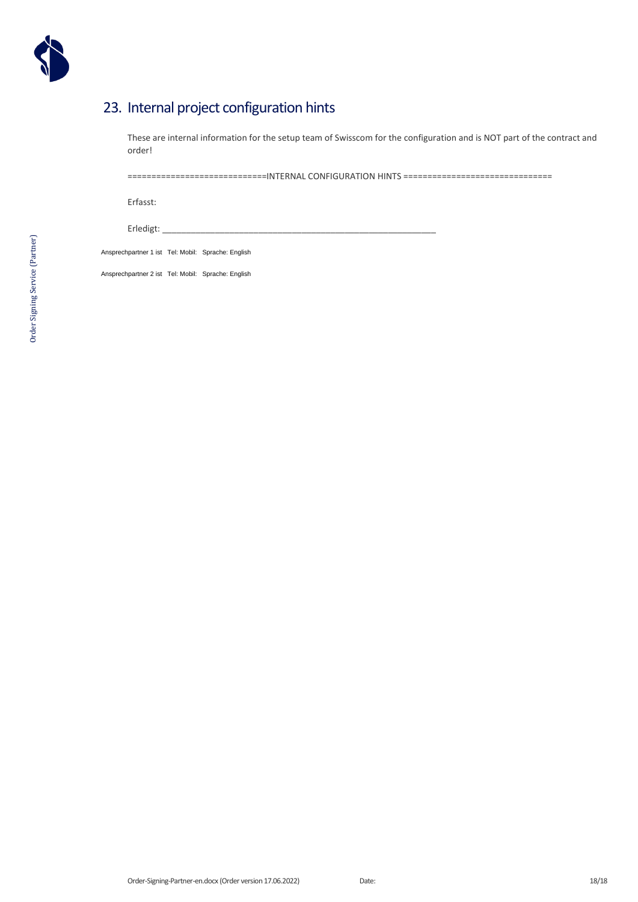## 23. Internal project configuration hints

These are internal information for the setup team of Swisscom for the configuration and is NOT part of the contract and order!

============================INTERNAL CONFIGURATION HINTS ===============================

Erfasst:

Erledigt: ___________________________________________________________

Ansprechpartner 1 ist Tel: Mobil: Sprache: English

Ansprechpartner 2 ist Tel: Mobil: Sprache: English